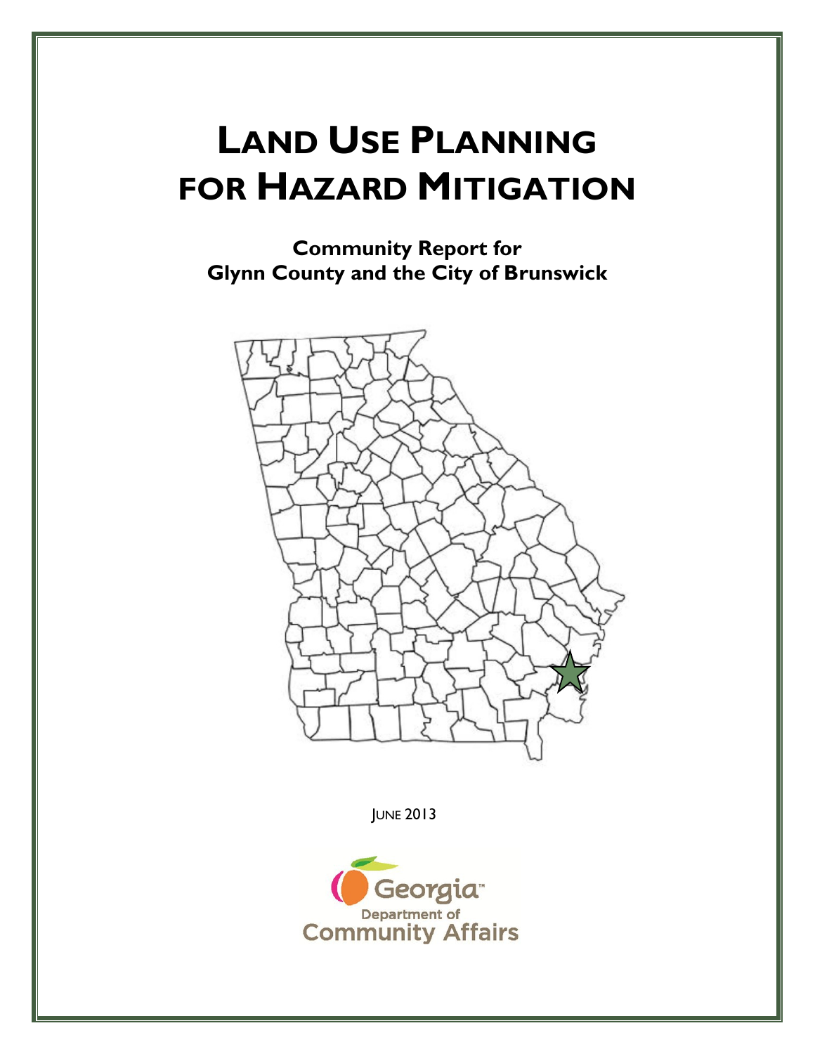# LAND USE PLANNING FOR HAZARD MITIGATION

## Community Report for Glynn County and the City of Brunswick

JUNE 2013

Georgia Department of Community Affairs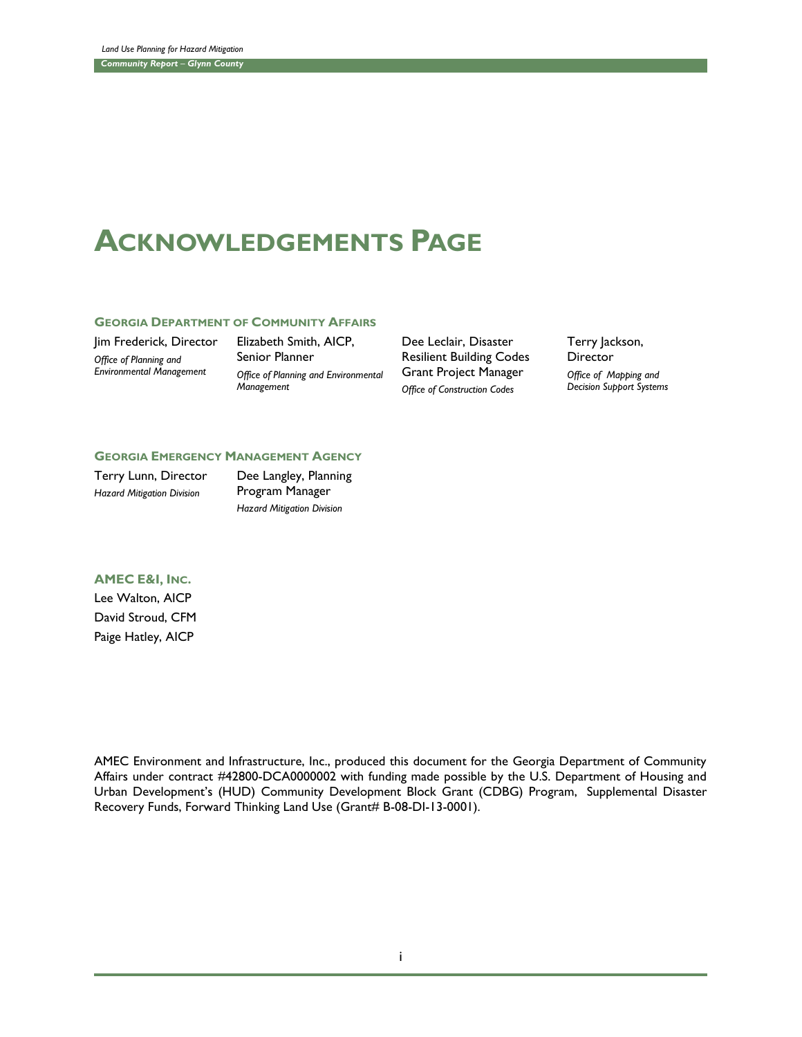# ACKNOWLEDGEMENTS PAGE

### GEORGIA DEPARTMENT OF COMMUNITY AFFAIRS

Jim Frederick, Director
*Office of Planning and Environmental Management*

Elizabeth Smith, AICP, Senior Planner
*Office of Planning and Environmental Management*

Dee Leclair, Disaster Resilient Building Codes Grant Project Manager
*Office of Construction Codes*

Terry Jackson, Director
*Office of Mapping and Decision Support Systems*

### GEORGIA EMERGENCY MANAGEMENT AGENCY

Terry Lunn, Director
*Hazard Mitigation Division*

Dee Langley, Planning Program Manager
*Hazard Mitigation Division*

### AMEC E&I, INC.

Lee Walton, AICP
David Stroud, CFM
Paige Hatley, AICP

AMEC Environment and Infrastructure, Inc., produced this document for the Georgia Department of Community Affairs under contract #42800-DCA0000002 with funding made possible by the U.S. Department of Housing and Urban Development's (HUD) Community Development Block Grant (CDBG) Program, Supplemental Disaster Recovery Funds, Forward Thinking Land Use (Grant# B-08-DI-13-0001).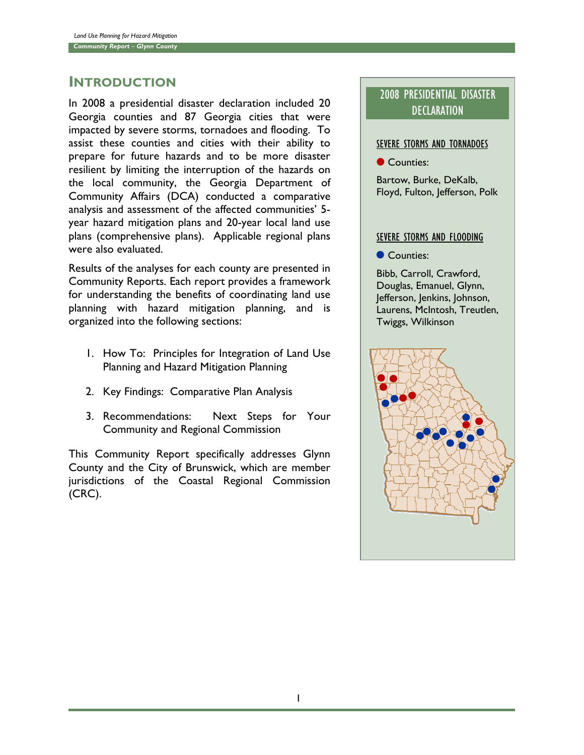# INTRODUCTION

In 2008 a presidential disaster declaration included 20 Georgia counties and 87 Georgia cities that were impacted by severe storms, tornadoes and flooding. To assist these counties and cities with their ability to prepare for future hazards and to be more disaster resilient by limiting the interruption of the hazards on the local community, the Georgia Department of Community Affairs (DCA) conducted a comparative analysis and assessment of the affected communities' 5-year hazard mitigation plans and 20-year local land use plans (comprehensive plans). Applicable regional plans were also evaluated.

Results of the analyses for each county are presented in Community Reports. Each report provides a framework for understanding the benefits of coordinating land use planning with hazard mitigation planning, and is organized into the following sections:

1. How To: Principles for Integration of Land Use Planning and Hazard Mitigation Planning
2. Key Findings: Comparative Plan Analysis
3. Recommendations: Next Steps for Your Community and Regional Commission

This Community Report specifically addresses Glynn County and the City of Brunswick, which are member jurisdictions of the Coastal Regional Commission (CRC).

## 2008 PRESIDENTIAL DISASTER DECLARATION

**SEVERE STORMS AND TORNADOES**

Counties:

Bartow, Burke, DeKalb, Floyd, Fulton, Jefferson, Polk

**SEVERE STORMS AND FLOODING**

Counties:

Bibb, Carroll, Crawford, Douglas, Emanuel, Glynn, Jefferson, Jenkins, Johnson, Laurens, McIntosh, Treutlen, Twiggs, Wilkinson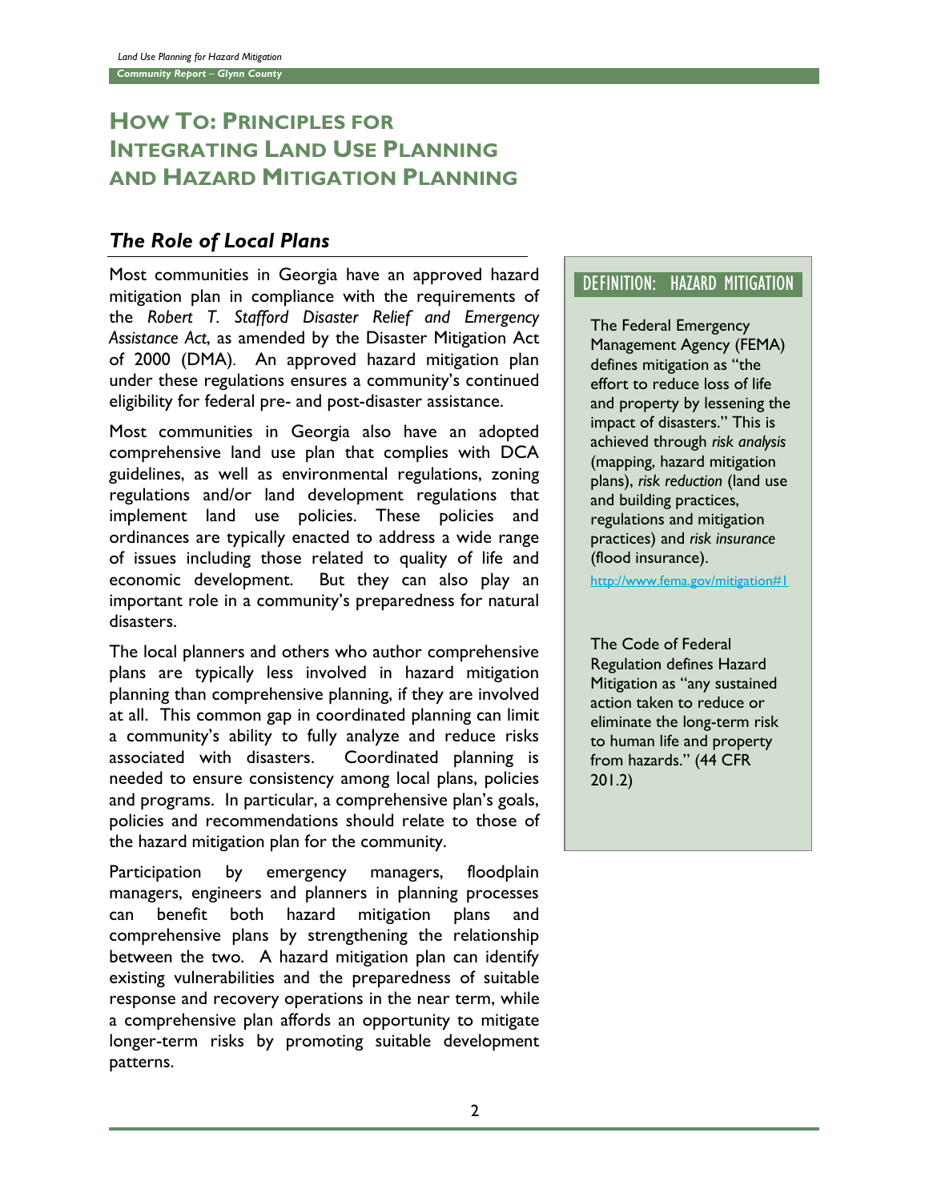# How To: Principles for Integrating Land Use Planning and Hazard Mitigation Planning

## *The Role of Local Plans*

Most communities in Georgia have an approved hazard mitigation plan in compliance with the requirements of the *Robert T. Stafford Disaster Relief and Emergency Assistance Act*, as amended by the Disaster Mitigation Act of 2000 (DMA). An approved hazard mitigation plan under these regulations ensures a community's continued eligibility for federal pre- and post-disaster assistance.

Most communities in Georgia also have an adopted comprehensive land use plan that complies with DCA guidelines, as well as environmental regulations, zoning regulations and/or land development regulations that implement land use policies. These policies and ordinances are typically enacted to address a wide range of issues including those related to quality of life and economic development. But they can also play an important role in a community's preparedness for natural disasters.

The local planners and others who author comprehensive plans are typically less involved in hazard mitigation planning than comprehensive planning, if they are involved at all. This common gap in coordinated planning can limit a community's ability to fully analyze and reduce risks associated with disasters. Coordinated planning is needed to ensure consistency among local plans, policies and programs. In particular, a comprehensive plan's goals, policies and recommendations should relate to those of the hazard mitigation plan for the community.

Participation by emergency managers, floodplain managers, engineers and planners in planning processes can benefit both hazard mitigation plans and comprehensive plans by strengthening the relationship between the two. A hazard mitigation plan can identify existing vulnerabilities and the preparedness of suitable response and recovery operations in the near term, while a comprehensive plan affords an opportunity to mitigate longer-term risks by promoting suitable development patterns.

### DEFINITION: HAZARD MITIGATION

The Federal Emergency Management Agency (FEMA) defines mitigation as "the effort to reduce loss of life and property by lessening the impact of disasters." This is achieved through *risk analysis* (mapping, hazard mitigation plans), *risk reduction* (land use and building practices, regulations and mitigation practices) and *risk insurance* (flood insurance).

http://www.fema.gov/mitigation#1

The Code of Federal Regulation defines Hazard Mitigation as "any sustained action taken to reduce or eliminate the long-term risk to human life and property from hazards." (44 CFR 201.2)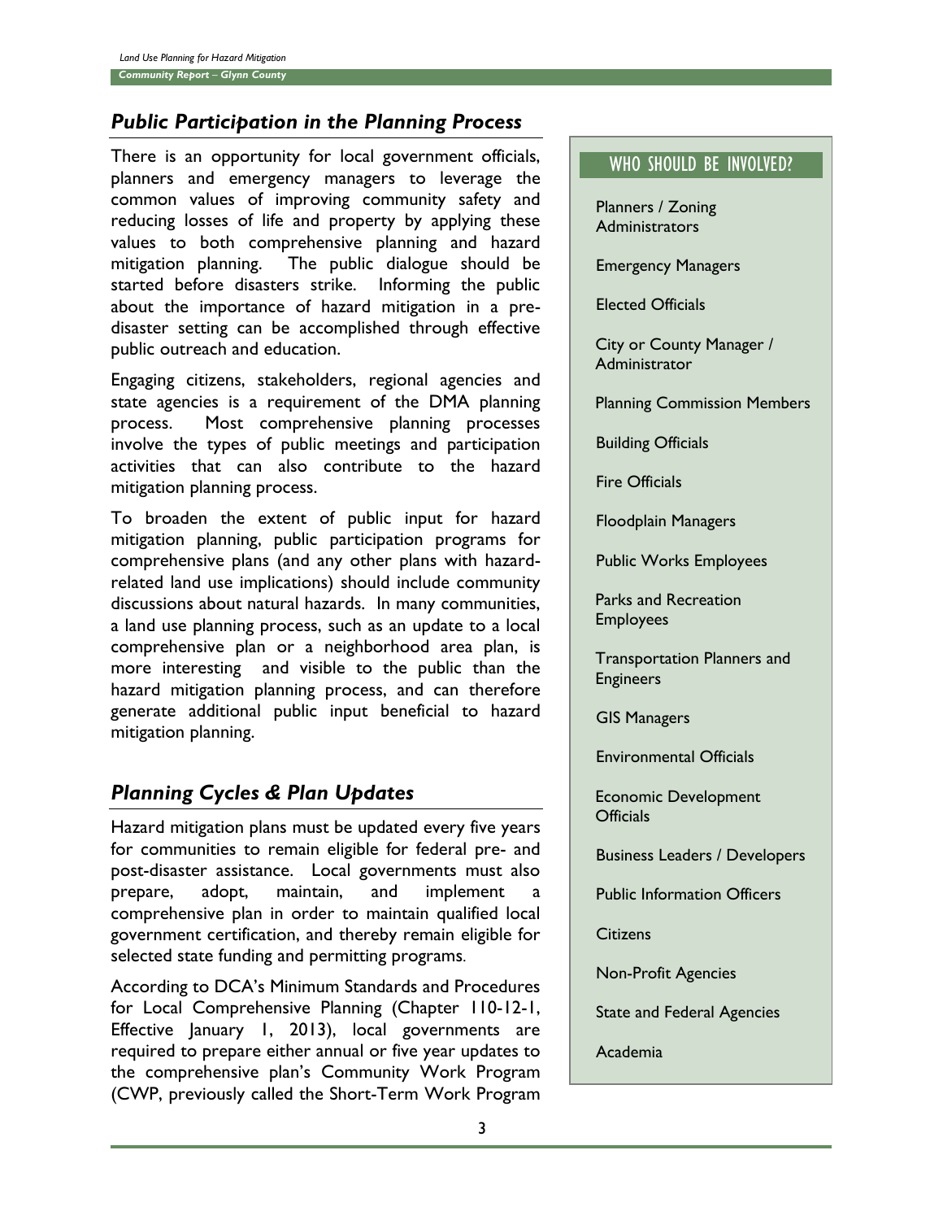## *Public Participation in the Planning Process*

There is an opportunity for local government officials, planners and emergency managers to leverage the common values of improving community safety and reducing losses of life and property by applying these values to both comprehensive planning and hazard mitigation planning. The public dialogue should be started before disasters strike. Informing the public about the importance of hazard mitigation in a pre-disaster setting can be accomplished through effective public outreach and education.

Engaging citizens, stakeholders, regional agencies and state agencies is a requirement of the DMA planning process. Most comprehensive planning processes involve the types of public meetings and participation activities that can also contribute to the hazard mitigation planning process.

To broaden the extent of public input for hazard mitigation planning, public participation programs for comprehensive plans (and any other plans with hazard-related land use implications) should include community discussions about natural hazards. In many communities, a land use planning process, such as an update to a local comprehensive plan or a neighborhood area plan, is more interesting and visible to the public than the hazard mitigation planning process, and can therefore generate additional public input beneficial to hazard mitigation planning.

### WHO SHOULD BE INVOLVED?

- Planners / Zoning Administrators
- Emergency Managers
- Elected Officials
- City or County Manager / Administrator
- Planning Commission Members
- Building Officials
- Fire Officials
- Floodplain Managers
- Public Works Employees
- Parks and Recreation Employees
- Transportation Planners and Engineers
- GIS Managers
- Environmental Officials
- Economic Development Officials
- Business Leaders / Developers
- Public Information Officers
- Citizens
- Non-Profit Agencies
- State and Federal Agencies
- Academia

## *Planning Cycles & Plan Updates*

Hazard mitigation plans must be updated every five years for communities to remain eligible for federal pre- and post-disaster assistance. Local governments must also prepare, adopt, maintain, and implement a comprehensive plan in order to maintain qualified local government certification, and thereby remain eligible for selected state funding and permitting programs.

According to DCA's Minimum Standards and Procedures for Local Comprehensive Planning (Chapter 110-12-1, Effective January 1, 2013), local governments are required to prepare either annual or five year updates to the comprehensive plan's Community Work Program (CWP, previously called the Short-Term Work Program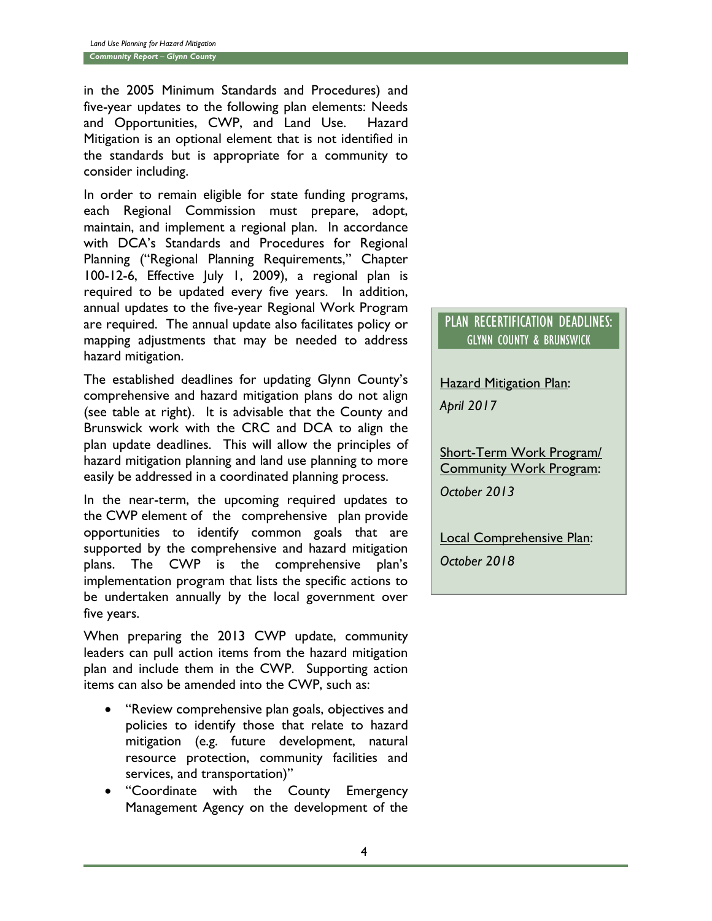in the 2005 Minimum Standards and Procedures) and five-year updates to the following plan elements: Needs and Opportunities, CWP, and Land Use. Hazard Mitigation is an optional element that is not identified in the standards but is appropriate for a community to consider including.

In order to remain eligible for state funding programs, each Regional Commission must prepare, adopt, maintain, and implement a regional plan. In accordance with DCA's Standards and Procedures for Regional Planning ("Regional Planning Requirements," Chapter 100-12-6, Effective July 1, 2009), a regional plan is required to be updated every five years. In addition, annual updates to the five-year Regional Work Program are required. The annual update also facilitates policy or mapping adjustments that may be needed to address hazard mitigation.

The established deadlines for updating Glynn County's comprehensive and hazard mitigation plans do not align (see table at right). It is advisable that the County and Brunswick work with the CRC and DCA to align the plan update deadlines. This will allow the principles of hazard mitigation planning and land use planning to more easily be addressed in a coordinated planning process.

In the near-term, the upcoming required updates to the CWP element of the comprehensive plan provide opportunities to identify common goals that are supported by the comprehensive and hazard mitigation plans. The CWP is the comprehensive plan's implementation program that lists the specific actions to be undertaken annually by the local government over five years.

When preparing the 2013 CWP update, community leaders can pull action items from the hazard mitigation plan and include them in the CWP. Supporting action items can also be amended into the CWP, such as:

- "Review comprehensive plan goals, objectives and policies to identify those that relate to hazard mitigation (e.g. future development, natural resource protection, community facilities and services, and transportation)"
- "Coordinate with the County Emergency Management Agency on the development of the

## PLAN RECERTIFICATION DEADLINES: GLYNN COUNTY & BRUNSWICK

Hazard Mitigation Plan:

*April 2017*

Short-Term Work Program/ Community Work Program:

*October 2013*

Local Comprehensive Plan:

*October 2018*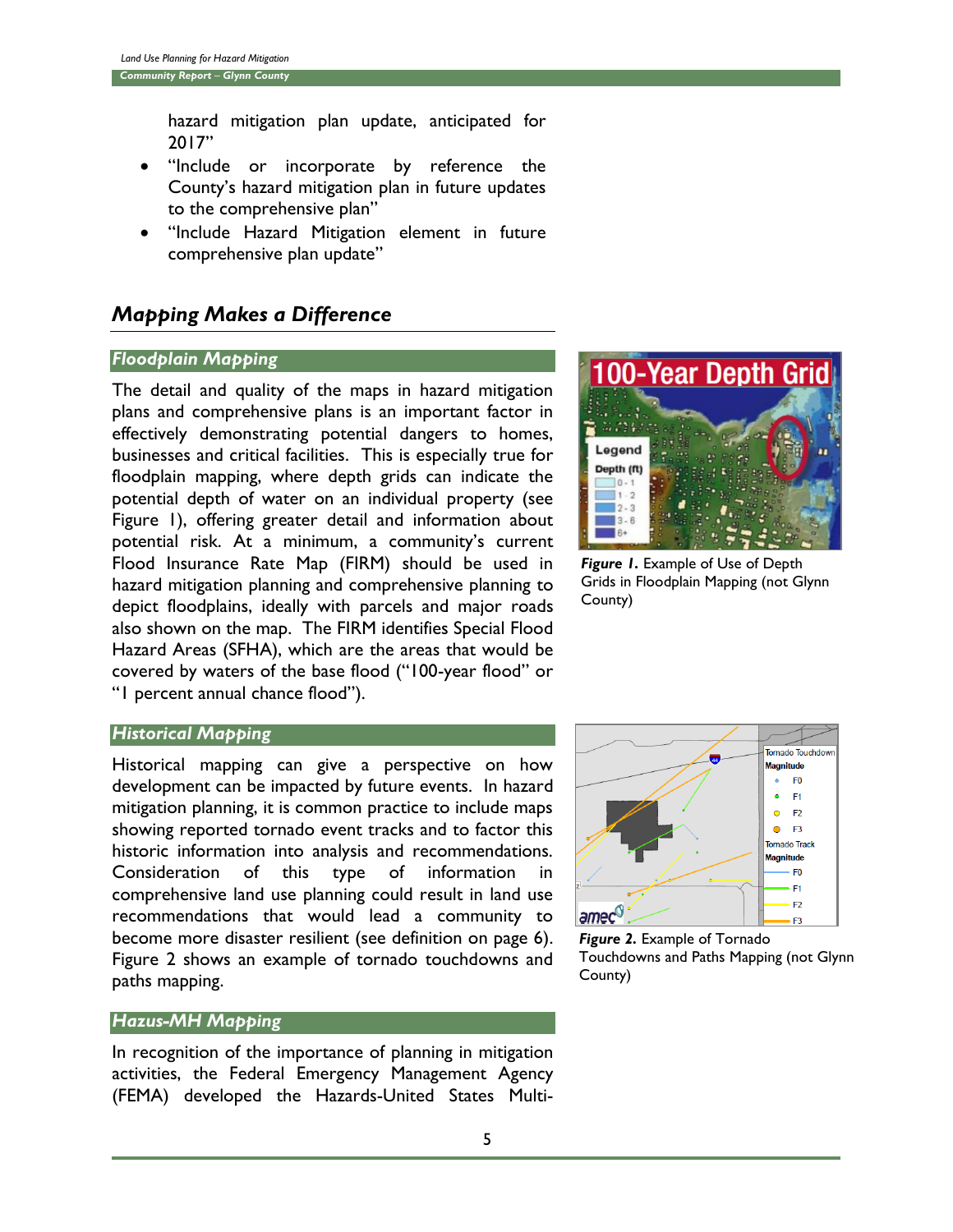hazard mitigation plan update, anticipated for 2017"

- "Include or incorporate by reference the County's hazard mitigation plan in future updates to the comprehensive plan"
- "Include Hazard Mitigation element in future comprehensive plan update"

## *Mapping Makes a Difference*

### *Floodplain Mapping*

The detail and quality of the maps in hazard mitigation plans and comprehensive plans is an important factor in effectively demonstrating potential dangers to homes, businesses and critical facilities. This is especially true for floodplain mapping, where depth grids can indicate the potential depth of water on an individual property (see Figure 1), offering greater detail and information about potential risk. At a minimum, a community's current Flood Insurance Rate Map (FIRM) should be used in hazard mitigation planning and comprehensive planning to depict floodplains, ideally with parcels and major roads also shown on the map. The FIRM identifies Special Flood Hazard Areas (SFHA), which are the areas that would be covered by waters of the base flood ("100-year flood" or "1 percent annual chance flood").

***Figure 1.*** Example of Use of Depth Grids in Floodplain Mapping (not Glynn County)

### *Historical Mapping*

Historical mapping can give a perspective on how development can be impacted by future events. In hazard mitigation planning, it is common practice to include maps showing reported tornado event tracks and to factor this historic information into analysis and recommendations. Consideration of this type of information in comprehensive land use planning could result in land use recommendations that would lead a community to become more disaster resilient (see definition on page 6). Figure 2 shows an example of tornado touchdowns and paths mapping.

***Figure 2.*** Example of Tornado Touchdowns and Paths Mapping (not Glynn County)

### *Hazus-MH Mapping*

In recognition of the importance of planning in mitigation activities, the Federal Emergency Management Agency (FEMA) developed the Hazards-United States Multi-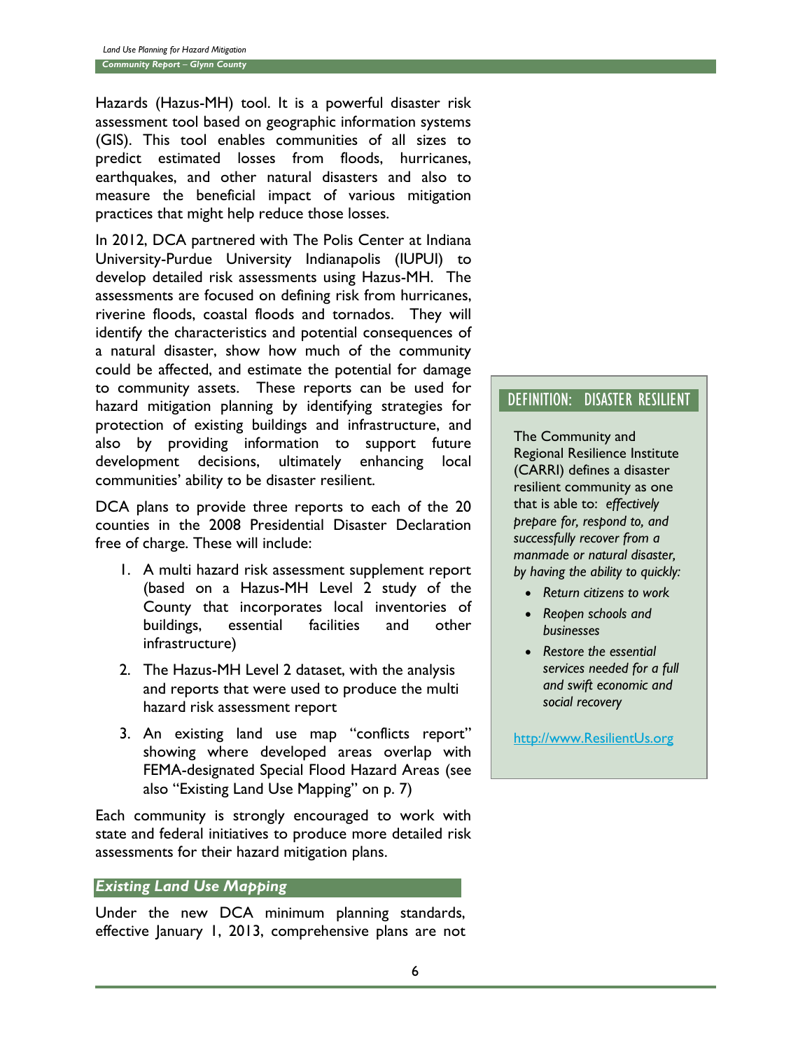Hazards (Hazus-MH) tool. It is a powerful disaster risk assessment tool based on geographic information systems (GIS). This tool enables communities of all sizes to predict estimated losses from floods, hurricanes, earthquakes, and other natural disasters and also to measure the beneficial impact of various mitigation practices that might help reduce those losses.

In 2012, DCA partnered with The Polis Center at Indiana University-Purdue University Indianapolis (IUPUI) to develop detailed risk assessments using Hazus-MH. The assessments are focused on defining risk from hurricanes, riverine floods, coastal floods and tornados. They will identify the characteristics and potential consequences of a natural disaster, show how much of the community could be affected, and estimate the potential for damage to community assets. These reports can be used for hazard mitigation planning by identifying strategies for protection of existing buildings and infrastructure, and also by providing information to support future development decisions, ultimately enhancing local communities' ability to be disaster resilient.

DCA plans to provide three reports to each of the 20 counties in the 2008 Presidential Disaster Declaration free of charge. These will include:

1. A multi hazard risk assessment supplement report (based on a Hazus-MH Level 2 study of the County that incorporates local inventories of buildings, essential facilities and other infrastructure)
2. The Hazus-MH Level 2 dataset, with the analysis and reports that were used to produce the multi hazard risk assessment report
3. An existing land use map "conflicts report" showing where developed areas overlap with FEMA-designated Special Flood Hazard Areas (see also "Existing Land Use Mapping" on p. 7)

Each community is strongly encouraged to work with state and federal initiatives to produce more detailed risk assessments for their hazard mitigation plans.

> **DEFINITION: DISASTER RESILIENT**
>
> The Community and Regional Resilience Institute (CARRI) defines a disaster resilient community as one that is able to: *effectively prepare for, respond to, and successfully recover from a manmade or natural disaster, by having the ability to quickly:*
>
> - *Return citizens to work*
> - *Reopen schools and businesses*
> - *Restore the essential services needed for a full and swift economic and social recovery*
>
> http://www.ResilientUs.org

### *Existing Land Use Mapping*

Under the new DCA minimum planning standards, effective January 1, 2013, comprehensive plans are not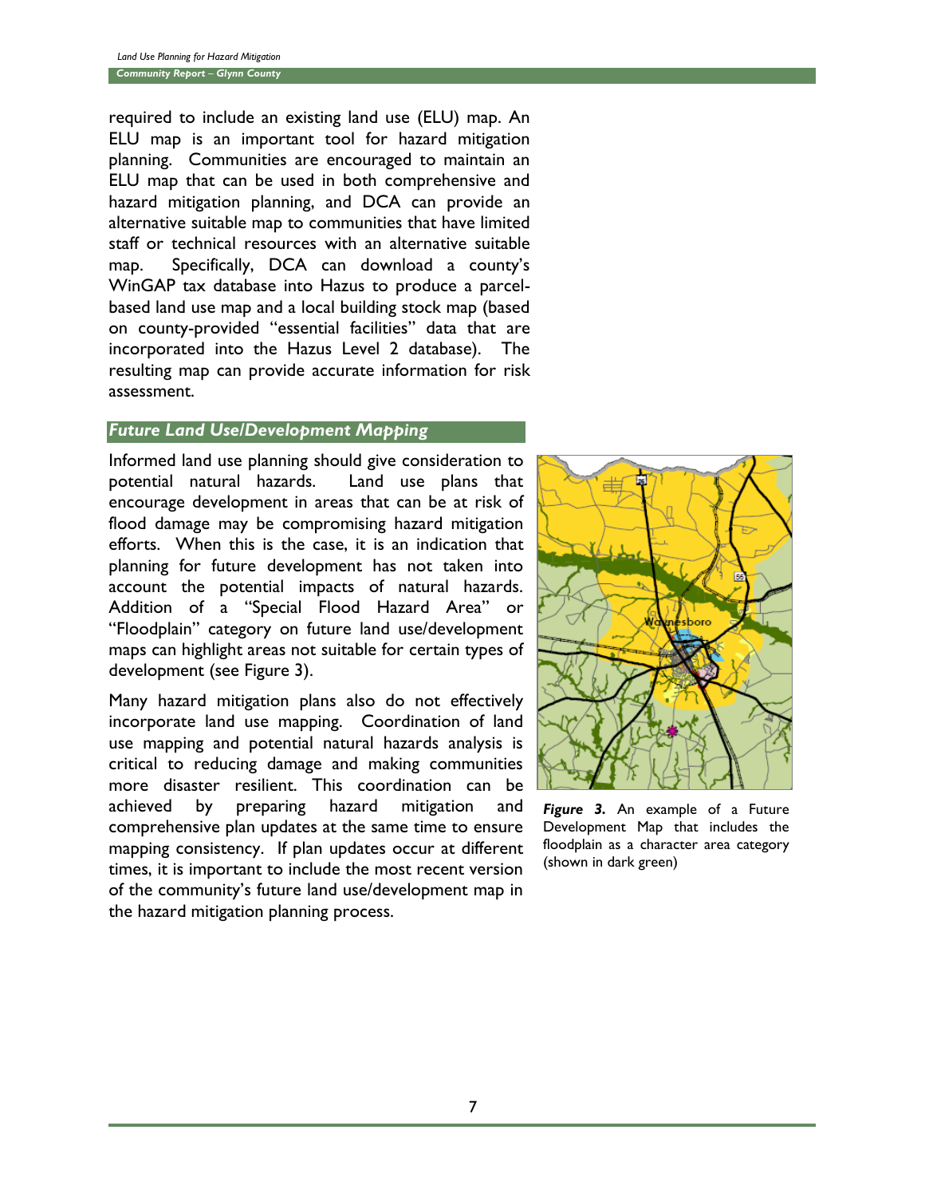required to include an existing land use (ELU) map. An ELU map is an important tool for hazard mitigation planning. Communities are encouraged to maintain an ELU map that can be used in both comprehensive and hazard mitigation planning, and DCA can provide an alternative suitable map to communities that have limited staff or technical resources with an alternative suitable map. Specifically, DCA can download a county's WinGAP tax database into Hazus to produce a parcel-based land use map and a local building stock map (based on county-provided "essential facilities" data that are incorporated into the Hazus Level 2 database). The resulting map can provide accurate information for risk assessment.

## *Future Land Use/Development Mapping*

Informed land use planning should give consideration to potential natural hazards. Land use plans that encourage development in areas that can be at risk of flood damage may be compromising hazard mitigation efforts. When this is the case, it is an indication that planning for future development has not taken into account the potential impacts of natural hazards. Addition of a "Special Flood Hazard Area" or "Floodplain" category on future land use/development maps can highlight areas not suitable for certain types of development (see Figure 3).

Many hazard mitigation plans also do not effectively incorporate land use mapping. Coordination of land use mapping and potential natural hazards analysis is critical to reducing damage and making communities more disaster resilient. This coordination can be achieved by preparing hazard mitigation and comprehensive plan updates at the same time to ensure mapping consistency. If plan updates occur at different times, it is important to include the most recent version of the community's future land use/development map in the hazard mitigation planning process.

***Figure 3.*** An example of a Future Development Map that includes the floodplain as a character area category (shown in dark green)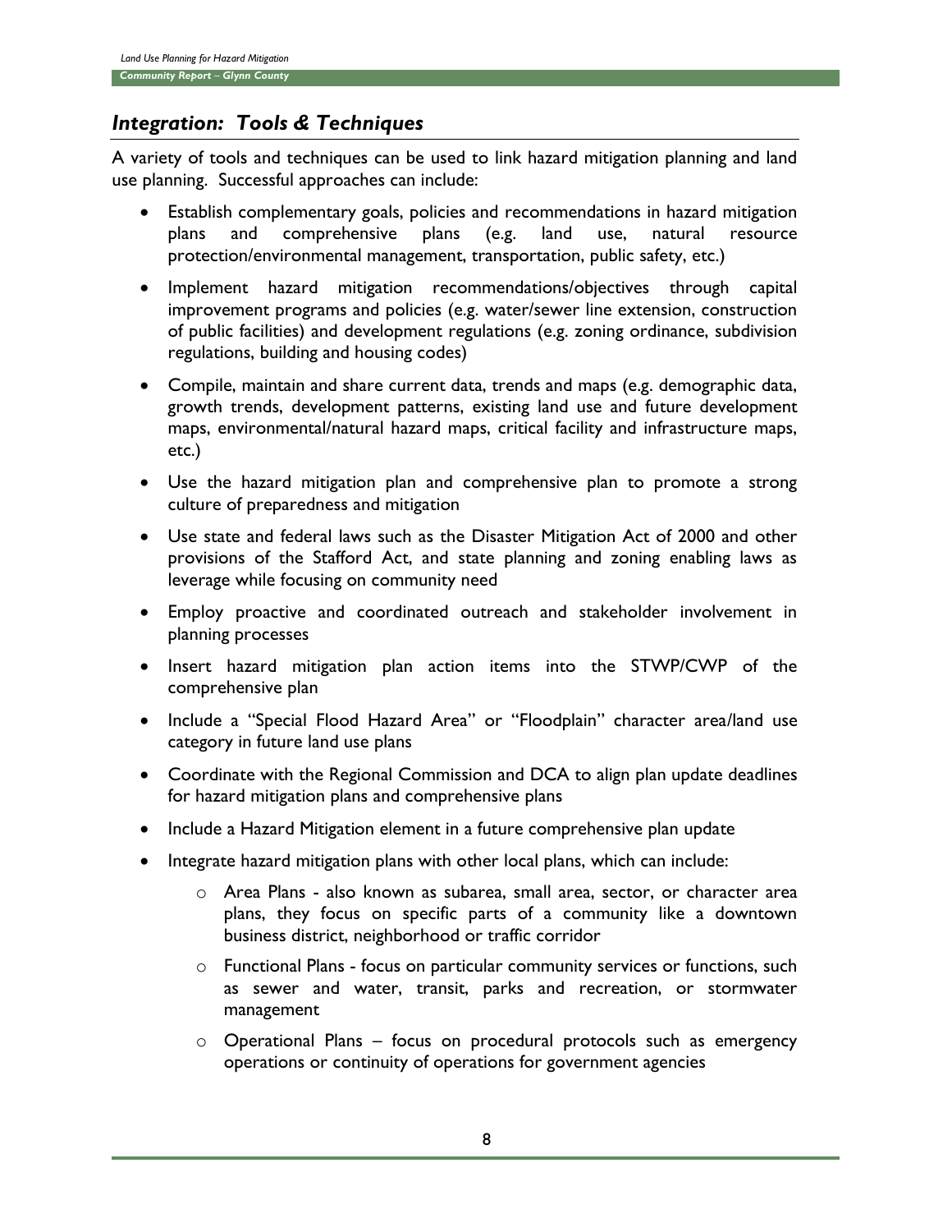## *Integration: Tools & Techniques*

A variety of tools and techniques can be used to link hazard mitigation planning and land use planning. Successful approaches can include:

- Establish complementary goals, policies and recommendations in hazard mitigation plans and comprehensive plans (e.g. land use, natural resource protection/environmental management, transportation, public safety, etc.)
- Implement hazard mitigation recommendations/objectives through capital improvement programs and policies (e.g. water/sewer line extension, construction of public facilities) and development regulations (e.g. zoning ordinance, subdivision regulations, building and housing codes)
- Compile, maintain and share current data, trends and maps (e.g. demographic data, growth trends, development patterns, existing land use and future development maps, environmental/natural hazard maps, critical facility and infrastructure maps, etc.)
- Use the hazard mitigation plan and comprehensive plan to promote a strong culture of preparedness and mitigation
- Use state and federal laws such as the Disaster Mitigation Act of 2000 and other provisions of the Stafford Act, and state planning and zoning enabling laws as leverage while focusing on community need
- Employ proactive and coordinated outreach and stakeholder involvement in planning processes
- Insert hazard mitigation plan action items into the STWP/CWP of the comprehensive plan
- Include a "Special Flood Hazard Area" or "Floodplain" character area/land use category in future land use plans
- Coordinate with the Regional Commission and DCA to align plan update deadlines for hazard mitigation plans and comprehensive plans
- Include a Hazard Mitigation element in a future comprehensive plan update
- Integrate hazard mitigation plans with other local plans, which can include:
    - Area Plans - also known as subarea, small area, sector, or character area plans, they focus on specific parts of a community like a downtown business district, neighborhood or traffic corridor
    - Functional Plans - focus on particular community services or functions, such as sewer and water, transit, parks and recreation, or stormwater management
    - Operational Plans – focus on procedural protocols such as emergency operations or continuity of operations for government agencies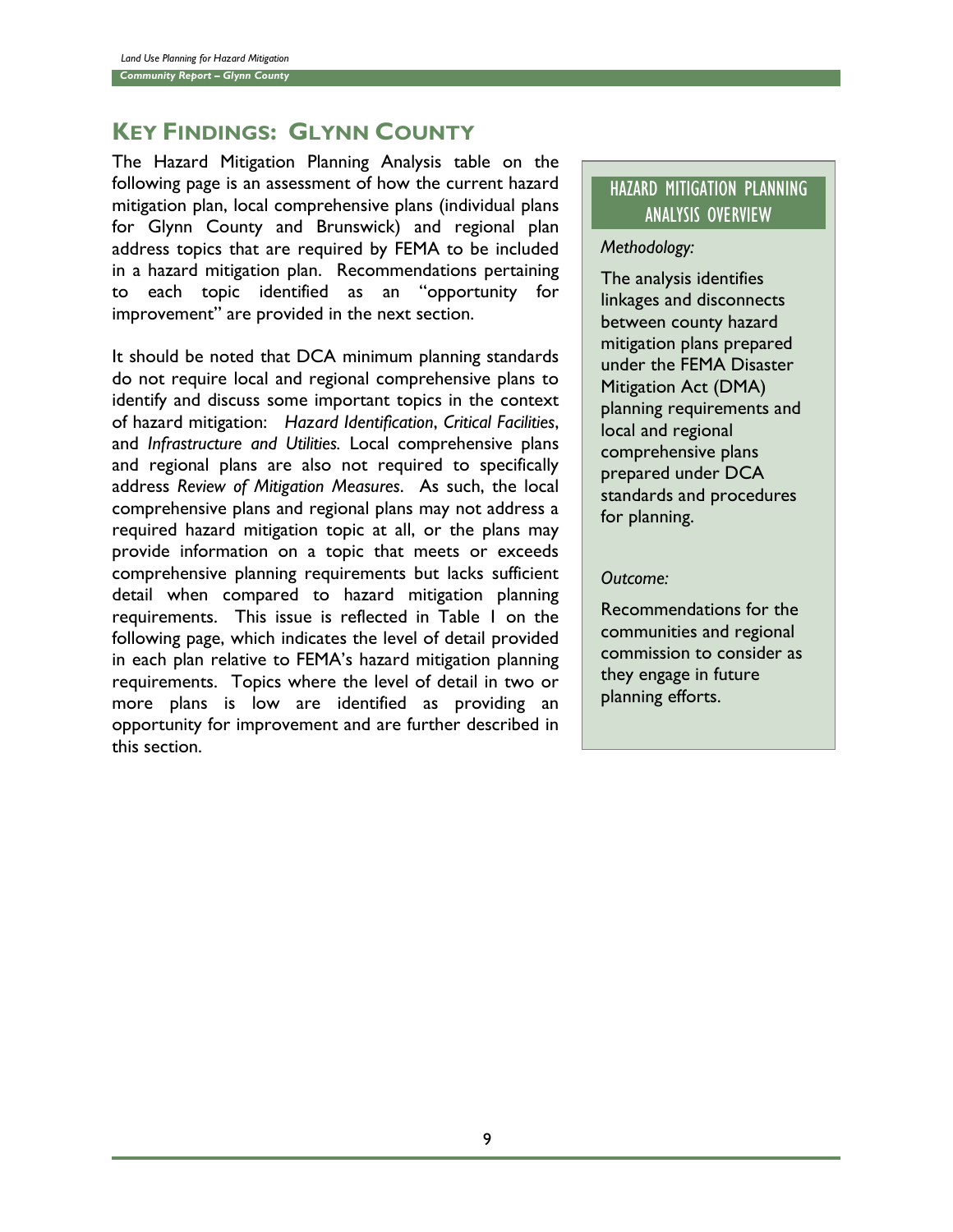## KEY FINDINGS: GLYNN COUNTY

The Hazard Mitigation Planning Analysis table on the following page is an assessment of how the current hazard mitigation plan, local comprehensive plans (individual plans for Glynn County and Brunswick) and regional plan address topics that are required by FEMA to be included in a hazard mitigation plan. Recommendations pertaining to each topic identified as an "opportunity for improvement" are provided in the next section.

It should be noted that DCA minimum planning standards do not require local and regional comprehensive plans to identify and discuss some important topics in the context of hazard mitigation: *Hazard Identification*, *Critical Facilities*, and *Infrastructure and Utilities.* Local comprehensive plans and regional plans are also not required to specifically address *Review of Mitigation Measures*. As such, the local comprehensive plans and regional plans may not address a required hazard mitigation topic at all, or the plans may provide information on a topic that meets or exceeds comprehensive planning requirements but lacks sufficient detail when compared to hazard mitigation planning requirements. This issue is reflected in Table 1 on the following page, which indicates the level of detail provided in each plan relative to FEMA's hazard mitigation planning requirements. Topics where the level of detail in two or more plans is low are identified as providing an opportunity for improvement and are further described in this section.

### HAZARD MITIGATION PLANNING ANALYSIS OVERVIEW

*Methodology:*

The analysis identifies linkages and disconnects between county hazard mitigation plans prepared under the FEMA Disaster Mitigation Act (DMA) planning requirements and local and regional comprehensive plans prepared under DCA standards and procedures for planning.

*Outcome:*

Recommendations for the communities and regional commission to consider as they engage in future planning efforts.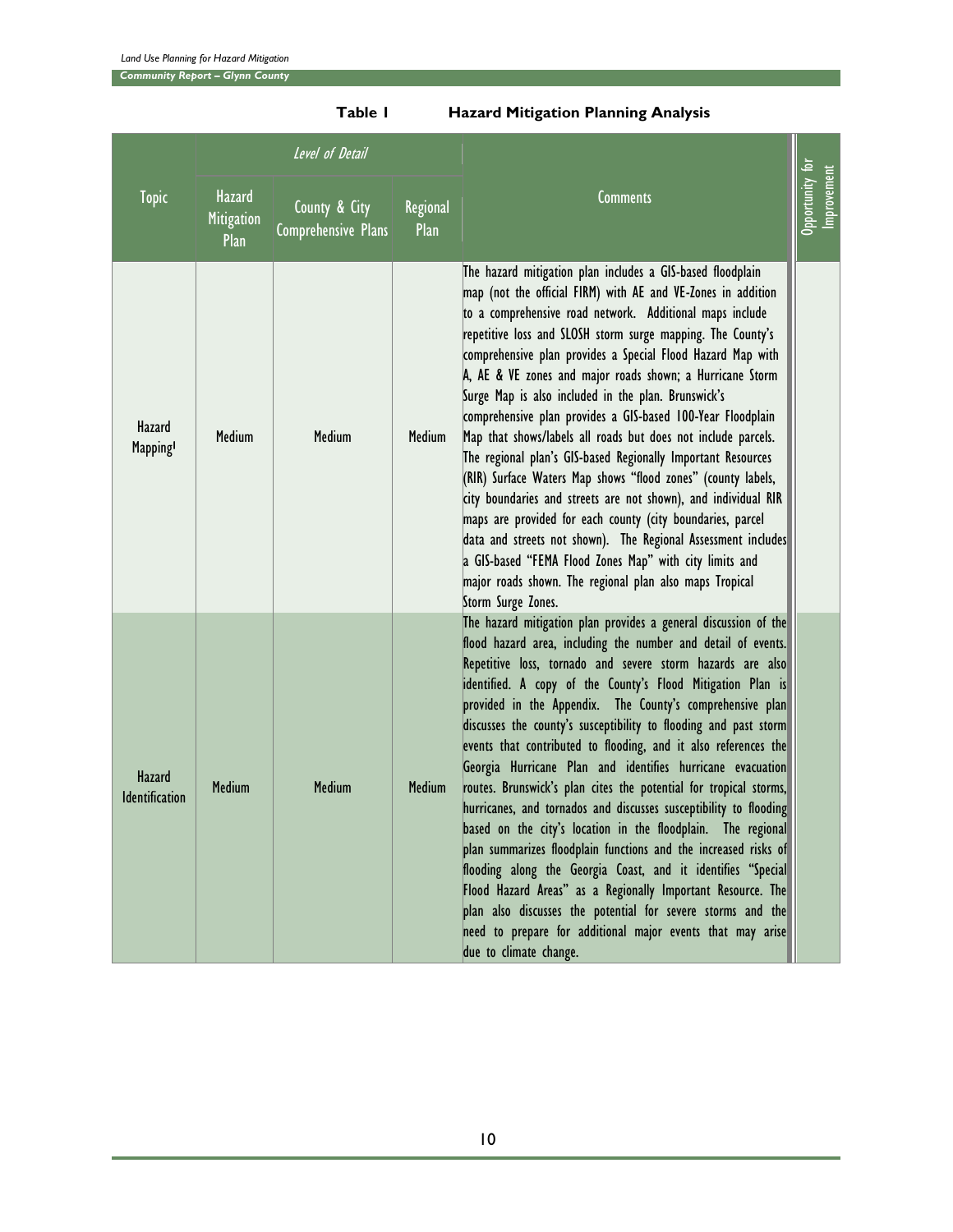**Table 1 Hazard Mitigation Planning Analysis**

| Topic | Level of Detail | | | Comments | Opportunity for Improvement |
|---|---|---|---|---|---|
| | Hazard Mitigation Plan | County & City Comprehensive Plans | Regional Plan | | |
| Hazard Mapping[1] | Medium | Medium | Medium | The hazard mitigation plan includes a GIS-based floodplain map (not the official FIRM) with AE and VE-Zones in addition to a comprehensive road network. Additional maps include repetitive loss and SLOSH storm surge mapping. The County's comprehensive plan provides a Special Flood Hazard Map with A, AE & VE zones and major roads shown; a Hurricane Storm Surge Map is also included in the plan. Brunswick's comprehensive plan provides a GIS-based 100-Year Floodplain Map that shows/labels all roads but does not include parcels. The regional plan's GIS-based Regionally Important Resources (RIR) Surface Waters Map shows "flood zones" (county labels, city boundaries and streets are not shown), and individual RIR maps are provided for each county (city boundaries, parcel data and streets not shown). The Regional Assessment includes a GIS-based "FEMA Flood Zones Map" with city limits and major roads shown. The regional plan also maps Tropical Storm Surge Zones. | |
| Hazard Identification | Medium | Medium | Medium | The hazard mitigation plan provides a general discussion of the flood hazard area, including the number and detail of events. Repetitive loss, tornado and severe storm hazards are also identified. A copy of the County's Flood Mitigation Plan is provided in the Appendix. The County's comprehensive plan discusses the county's susceptibility to flooding and past storm events that contributed to flooding, and it also references the Georgia Hurricane Plan and identifies hurricane evacuation routes. Brunswick's plan cites the potential for tropical storms, hurricanes, and tornados and discusses susceptibility to flooding based on the city's location in the floodplain. The regional plan summarizes floodplain functions and the increased risks of flooding along the Georgia Coast, and it identifies "Special Flood Hazard Areas" as a Regionally Important Resource. The plan also discusses the potential for severe storms and the need to prepare for additional major events that may arise due to climate change. | |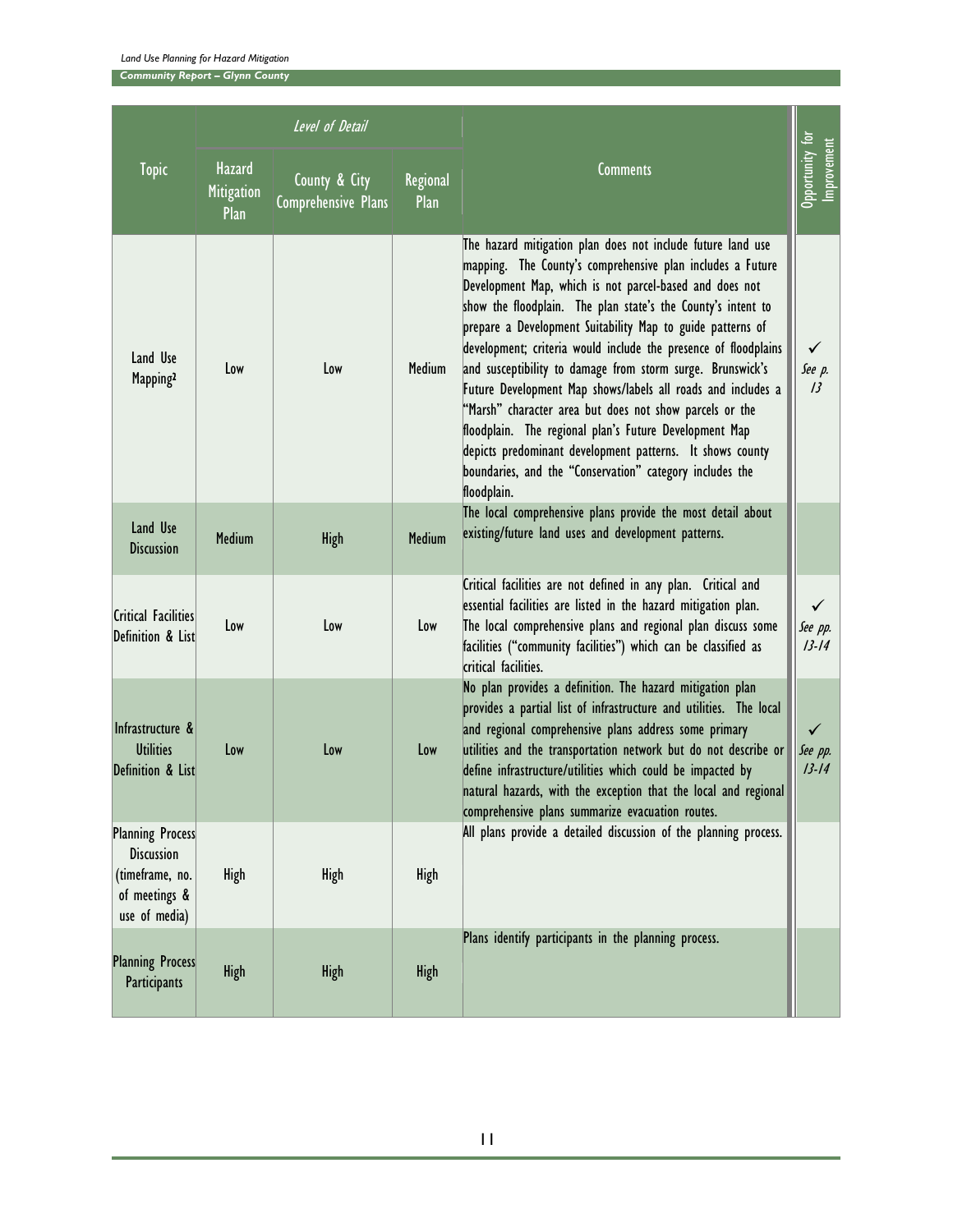| Topic | Level of Detail | | | Comments | Opportunity for Improvement |
|---|---|---|---|---|---|
| | Hazard Mitigation Plan | County & City Comprehensive Plans | Regional Plan | | |
| Land Use Mapping[2] | Low | Low | Medium | The hazard mitigation plan does not include future land use mapping. The County's comprehensive plan includes a Future Development Map, which is not parcel-based and does not show the floodplain. The plan state's the County's intent to prepare a Development Suitability Map to guide patterns of development; criteria would include the presence of floodplains and susceptibility to damage from storm surge. Brunswick's Future Development Map shows/labels all roads and includes a "Marsh" character area but does not show parcels or the floodplain. The regional plan's Future Development Map depicts predominant development patterns. It shows county boundaries, and the "Conservation" category includes the floodplain. | ✓ *See p. 13* |
| Land Use Discussion | Medium | High | Medium | The local comprehensive plans provide the most detail about existing/future land uses and development patterns. | |
| Critical Facilities Definition & List | Low | Low | Low | Critical facilities are not defined in any plan. Critical and essential facilities are listed in the hazard mitigation plan. The local comprehensive plans and regional plan discuss some facilities ("community facilities") which can be classified as critical facilities. | ✓ *See pp. 13-14* |
| Infrastructure & Utilities Definition & List | Low | Low | Low | No plan provides a definition. The hazard mitigation plan provides a partial list of infrastructure and utilities. The local and regional comprehensive plans address some primary utilities and the transportation network but do not describe or define infrastructure/utilities which could be impacted by natural hazards, with the exception that the local and regional comprehensive plans summarize evacuation routes. | ✓ *See pp. 13-14* |
| Planning Process Discussion (timeframe, no. of meetings & use of media) | High | High | High | All plans provide a detailed discussion of the planning process. | |
| Planning Process Participants | High | High | High | Plans identify participants in the planning process. | |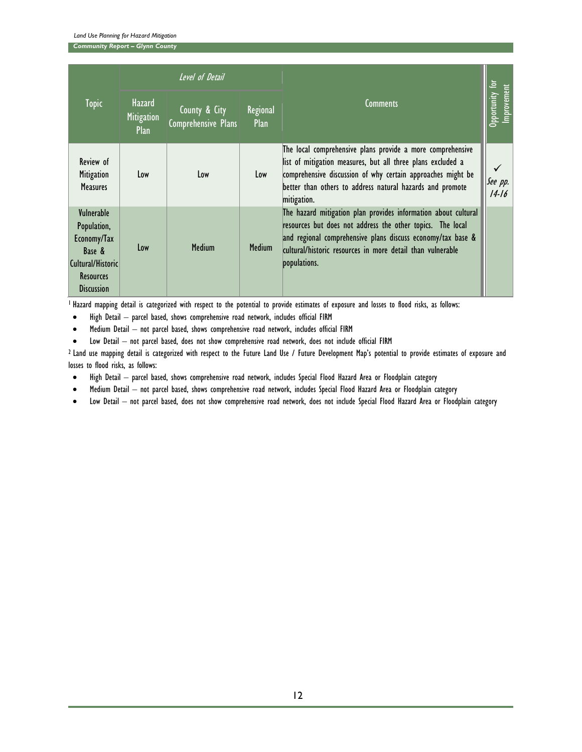| Topic | Level of Detail | | | Comments | Opportunity for Improvement |
|---|---|---|---|---|---|
| | Hazard Mitigation Plan | County & City Comprehensive Plans | Regional Plan | | |
| Review of Mitigation Measures | Low | Low | Low | The local comprehensive plans provide a more comprehensive list of mitigation measures, but all three plans excluded a comprehensive discussion of why certain approaches might be better than others to address natural hazards and promote mitigation. | ✓ *See pp. 14-16* |
| Vulnerable Population, Economy/Tax Base & Cultural/Historic Resources Discussion | Low | Medium | Medium | The hazard mitigation plan provides information about cultural resources but does not address the other topics. The local and regional comprehensive plans discuss economy/tax base & cultural/historic resources in more detail than vulnerable populations. | |

[1] Hazard mapping detail is categorized with respect to the potential to provide estimates of exposure and losses to flood risks, as follows:

- High Detail – parcel based, shows comprehensive road network, includes official FIRM
- Medium Detail – not parcel based, shows comprehensive road network, includes official FIRM
- Low Detail – not parcel based, does not show comprehensive road network, does not include official FIRM

[2] Land use mapping detail is categorized with respect to the Future Land Use / Future Development Map's potential to provide estimates of exposure and losses to flood risks, as follows:

- High Detail – parcel based, shows comprehensive road network, includes Special Flood Hazard Area or Floodplain category
- Medium Detail – not parcel based, shows comprehensive road network, includes Special Flood Hazard Area or Floodplain category
- Low Detail – not parcel based, does not show comprehensive road network, does not include Special Flood Hazard Area or Floodplain category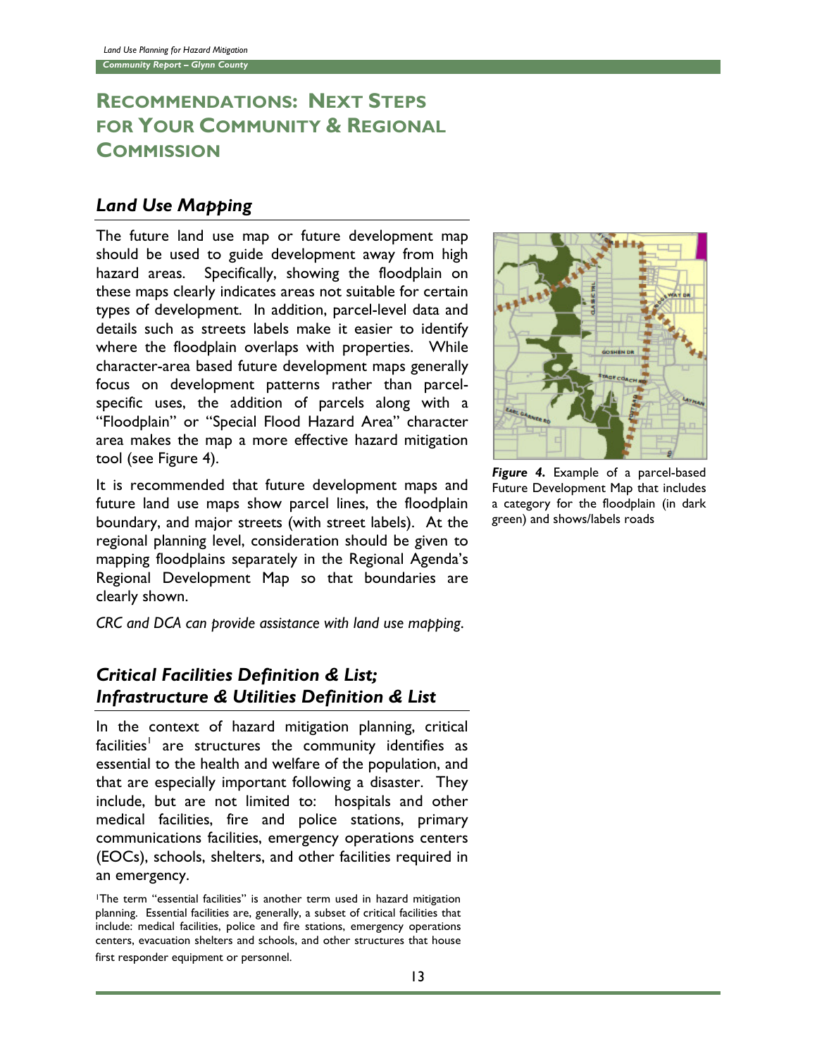## Recommendations: Next Steps for Your Community & Regional Commission

### *Land Use Mapping*

The future land use map or future development map should be used to guide development away from high hazard areas. Specifically, showing the floodplain on these maps clearly indicates areas not suitable for certain types of development. In addition, parcel-level data and details such as streets labels make it easier to identify where the floodplain overlaps with properties. While character-area based future development maps generally focus on development patterns rather than parcel-specific uses, the addition of parcels along with a "Floodplain" or "Special Flood Hazard Area" character area makes the map a more effective hazard mitigation tool (see Figure 4).

It is recommended that future development maps and future land use maps show parcel lines, the floodplain boundary, and major streets (with street labels). At the regional planning level, consideration should be given to mapping floodplains separately in the Regional Agenda's Regional Development Map so that boundaries are clearly shown.

*CRC and DCA can provide assistance with land use mapping.*

***Figure 4.*** Example of a parcel-based Future Development Map that includes a category for the floodplain (in dark green) and shows/labels roads

### *Critical Facilities Definition & List; Infrastructure & Utilities Definition & List*

In the context of hazard mitigation planning, critical facilities[1] are structures the community identifies as essential to the health and welfare of the population, and that are especially important following a disaster. They include, but are not limited to: hospitals and other medical facilities, fire and police stations, primary communications facilities, emergency operations centers (EOCs), schools, shelters, and other facilities required in an emergency.

[1]The term "essential facilities" is another term used in hazard mitigation planning. Essential facilities are, generally, a subset of critical facilities that include: medical facilities, police and fire stations, emergency operations centers, evacuation shelters and schools, and other structures that house first responder equipment or personnel.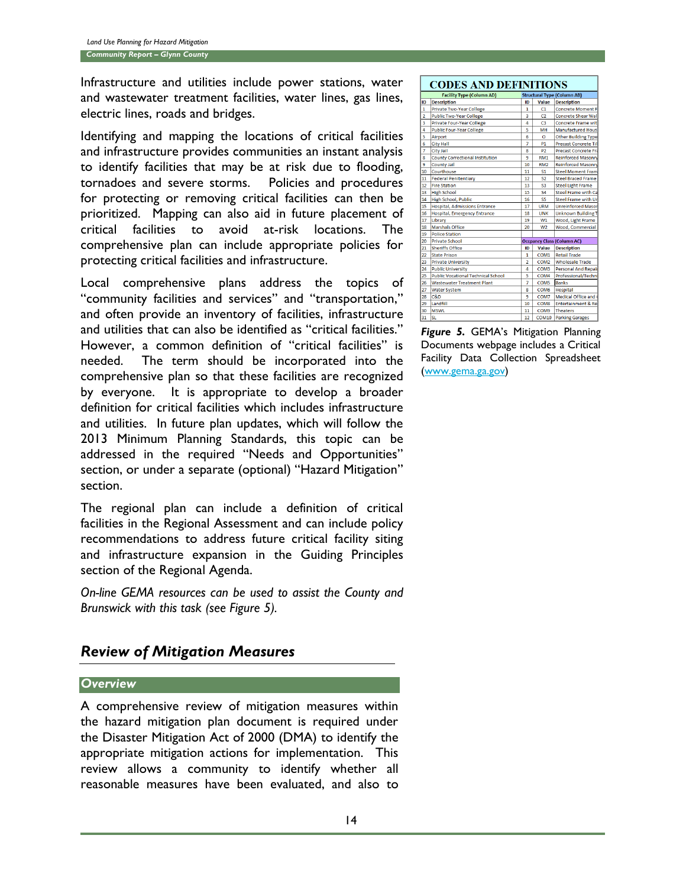Infrastructure and utilities include power stations, water and wastewater treatment facilities, water lines, gas lines, electric lines, roads and bridges.

Identifying and mapping the locations of critical facilities and infrastructure provides communities an instant analysis to identify facilities that may be at risk due to flooding, tornadoes and severe storms. Policies and procedures for protecting or removing critical facilities can then be prioritized. Mapping can also aid in future placement of critical facilities to avoid at-risk locations. The comprehensive plan can include appropriate policies for protecting critical facilities and infrastructure.

Local comprehensive plans address the topics of "community facilities and services" and "transportation," and often provide an inventory of facilities, infrastructure and utilities that can also be identified as "critical facilities." However, a common definition of "critical facilities" is needed. The term should be incorporated into the comprehensive plan so that these facilities are recognized by everyone. It is appropriate to develop a broader definition for critical facilities which includes infrastructure and utilities. In future plan updates, which will follow the 2013 Minimum Planning Standards, this topic can be addressed in the required "Needs and Opportunities" section, or under a separate (optional) "Hazard Mitigation" section.

The regional plan can include a definition of critical facilities in the Regional Assessment and can include policy recommendations to address future critical facility siting and infrastructure expansion in the Guiding Principles section of the Regional Agenda.

*On-line GEMA resources can be used to assist the County and Brunswick with this task (see Figure 5).*

**CODES AND DEFINITIONS**

| Facility Type (Column AD) | | Structural Type (Column AB) | | |
|---|---|---|---|---|
| ID | Description | ID | Value | Description |
| 1 | Private Two-Year College | 1 | C1 | Concrete Moment F |
| 2 | Public Two-Year College | 3 | C2 | Concrete Shear Wal |
| 3 | Private Four-Year College | 4 | C3 | Concrete Frame wit |
| 4 | Public Four-Year College | 5 | MH | Manufactured Hous |
| 5 | Airport | 6 | O | Other Building Type |
| 6 | City Hall | 7 | P1 | Precast Concrete Til |
| 7 | City Jail | 8 | P2 | Precast Concrete Fr |
| 8 | County Correctional Institution | 9 | RM1 | Reinforced Masonry |
| 9 | County Jail | 10 | RM2 | Reinforced Masonry |
| 10 | Courthouse | 11 | S1 | Steel Moment Fram |
| 11 | Federal Penitentiary | 12 | S2 | Steel Braced Frame |
| 12 | Fire Station | 13 | S3 | Steel Light Frame |
| 13 | High School | 15 | S4 | Steel Frame with Ca |
| 14 | High School, Public | 16 | S5 | Steel Frame with Ur |
| 15 | Hospital, Admissions Entrance | 17 | URM | Unreinforced Masor |
| 16 | Hospital, Emergency Entrance | 18 | UNK | Unknown Building T |
| 17 | Library | 19 | W1 | Wood, Light Frame |
| 18 | Marshals Office | 20 | W2 | Wood, Commercial |
| 19 | Police Station | | | |
| 20 | Private School | Occupancy Class (Column AC) | | |
| 21 | Sheriffs Office | ID | Value | Description |
| 22 | State Prison | 1 | COM1 | Retail Trade |
| 23 | Private University | 2 | COM2 | Wholesale Trade |
| 24 | Public University | 4 | COM3 | Personal And Repai |
| 25 | Public Vocational Technical School | 5 | COM4 | Professional/Techni |
| 26 | Wastewater Treatment Plant | 7 | COM5 | Banks |
| 27 | Water System | 8 | COM6 | Hospital |
| 28 | C&D | 9 | COM7 | Medical Office and |
| 29 | Landfill | 10 | COM8 | Entertainment & Re |
| 30 | MSWL | 11 | COM9 | Theaters |
| 31 | SL | 12 | COM10 | Parking Garages |

***Figure 5.*** GEMA's Mitigation Planning Documents webpage includes a Critical Facility Data Collection Spreadsheet (www.gema.ga.gov)

## *Review of Mitigation Measures*

### *Overview*

A comprehensive review of mitigation measures within the hazard mitigation plan document is required under the Disaster Mitigation Act of 2000 (DMA) to identify the appropriate mitigation actions for implementation. This review allows a community to identify whether all reasonable measures have been evaluated, and also to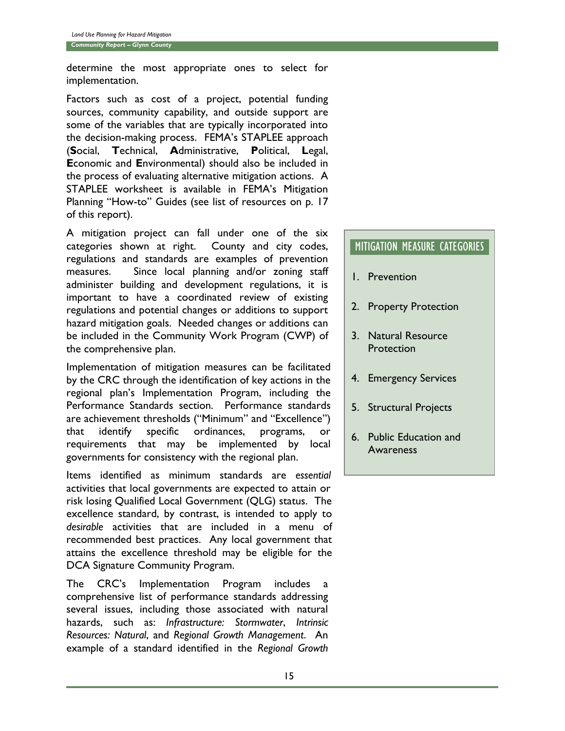determine the most appropriate ones to select for implementation.

Factors such as cost of a project, potential funding sources, community capability, and outside support are some of the variables that are typically incorporated into the decision-making process. FEMA's STAPLEE approach (**S**ocial, **T**echnical, **A**dministrative, **P**olitical, **L**egal, **E**conomic and **E**nvironmental) should also be included in the process of evaluating alternative mitigation actions. A STAPLEE worksheet is available in FEMA's Mitigation Planning "How-to" Guides (see list of resources on p. 17 of this report).

A mitigation project can fall under one of the six categories shown at right. County and city codes, regulations and standards are examples of prevention measures. Since local planning and/or zoning staff administer building and development regulations, it is important to have a coordinated review of existing regulations and potential changes or additions to support hazard mitigation goals. Needed changes or additions can be included in the Community Work Program (CWP) of the comprehensive plan.

### MITIGATION MEASURE CATEGORIES

1. Prevention
2. Property Protection
3. Natural Resource Protection
4. Emergency Services
5. Structural Projects
6. Public Education and Awareness

Implementation of mitigation measures can be facilitated by the CRC through the identification of key actions in the regional plan's Implementation Program, including the Performance Standards section. Performance standards are achievement thresholds ("Minimum" and "Excellence") that identify specific ordinances, programs, or requirements that may be implemented by local governments for consistency with the regional plan.

Items identified as minimum standards are *essential* activities that local governments are expected to attain or risk losing Qualified Local Government (QLG) status. The excellence standard, by contrast, is intended to apply to *desirable* activities that are included in a menu of recommended best practices. Any local government that attains the excellence threshold may be eligible for the DCA Signature Community Program.

The CRC's Implementation Program includes a comprehensive list of performance standards addressing several issues, including those associated with natural hazards, such as: *Infrastructure: Stormwater*, *Intrinsic Resources: Natural*, and *Regional Growth Management*. An example of a standard identified in the *Regional Growth*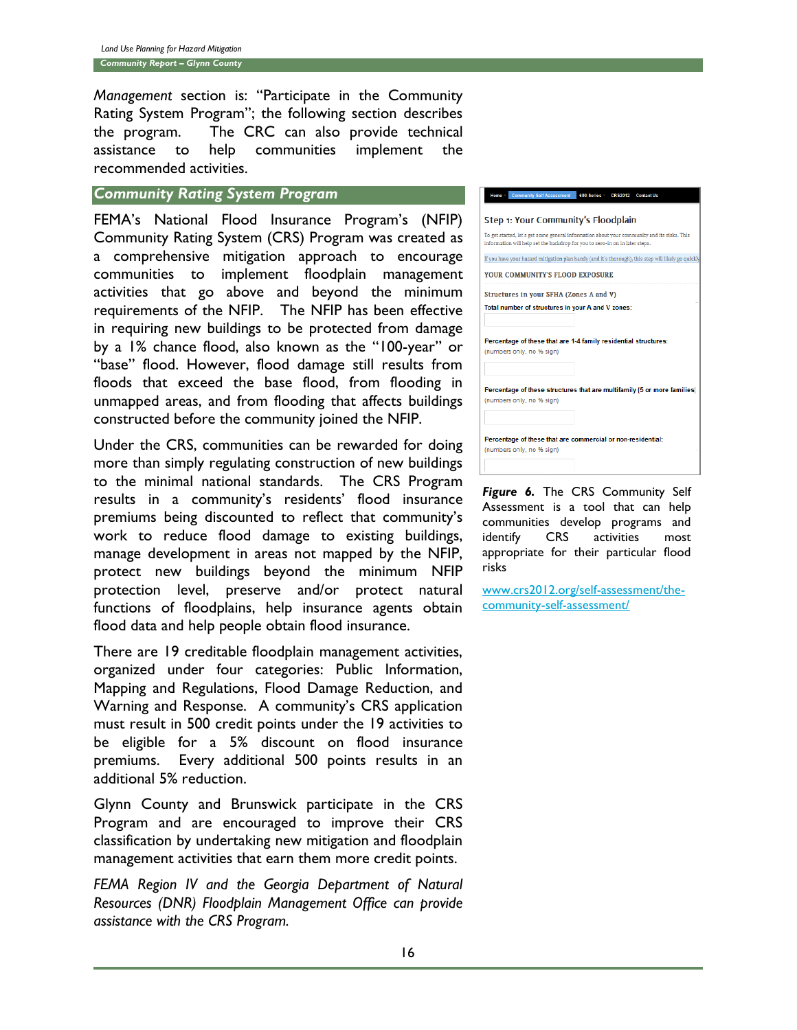*Management* section is: "Participate in the Community Rating System Program"; the following section describes the program. The CRC can also provide technical assistance to help communities implement the recommended activities.

## Community Rating System Program

FEMA's National Flood Insurance Program's (NFIP) Community Rating System (CRS) Program was created as a comprehensive mitigation approach to encourage communities to implement floodplain management activities that go above and beyond the minimum requirements of the NFIP. The NFIP has been effective in requiring new buildings to be protected from damage by a 1% chance flood, also known as the "100-year" or "base" flood. However, flood damage still results from floods that exceed the base flood, from flooding in unmapped areas, and from flooding that affects buildings constructed before the community joined the NFIP.

Under the CRS, communities can be rewarded for doing more than simply regulating construction of new buildings to the minimal national standards. The CRS Program results in a community's residents' flood insurance premiums being discounted to reflect that community's work to reduce flood damage to existing buildings, manage development in areas not mapped by the NFIP, protect new buildings beyond the minimum NFIP protection level, preserve and/or protect natural functions of floodplains, help insurance agents obtain flood data and help people obtain flood insurance.

There are 19 creditable floodplain management activities, organized under four categories: Public Information, Mapping and Regulations, Flood Damage Reduction, and Warning and Response. A community's CRS application must result in 500 credit points under the 19 activities to be eligible for a 5% discount on flood insurance premiums. Every additional 500 points results in an additional 5% reduction.

Glynn County and Brunswick participate in the CRS Program and are encouraged to improve their CRS classification by undertaking new mitigation and floodplain management activities that earn them more credit points.

*FEMA Region IV and the Georgia Department of Natural Resources (DNR) Floodplain Management Office can provide assistance with the CRS Program.*

**Figure 6.** The CRS Community Self Assessment is a tool that can help communities develop programs and identify CRS activities most appropriate for their particular flood risks

www.crs2012.org/self-assessment/the-community-self-assessment/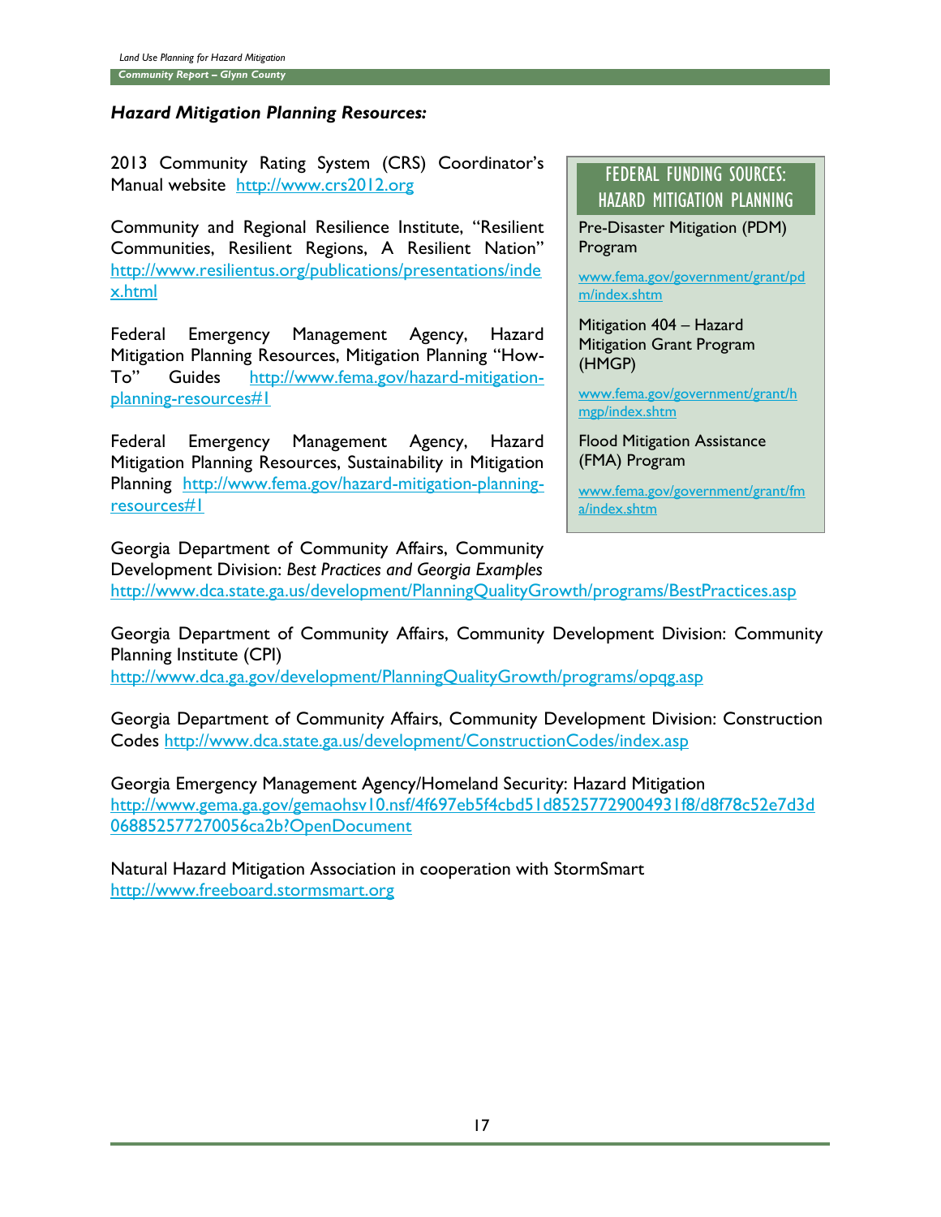### *Hazard Mitigation Planning Resources:*

2013 Community Rating System (CRS) Coordinator's Manual website http://www.crs2012.org

Community and Regional Resilience Institute, "Resilient Communities, Resilient Regions, A Resilient Nation" http://www.resilientus.org/publications/presentations/index.html

Federal Emergency Management Agency, Hazard Mitigation Planning Resources, Mitigation Planning "How-To" Guides http://www.fema.gov/hazard-mitigation-planning-resources#1

Federal Emergency Management Agency, Hazard Mitigation Planning Resources, Sustainability in Mitigation Planning http://www.fema.gov/hazard-mitigation-planning-resources#1

Georgia Department of Community Affairs, Community Development Division: *Best Practices and Georgia Examples* http://www.dca.state.ga.us/development/PlanningQualityGrowth/programs/BestPractices.asp

Georgia Department of Community Affairs, Community Development Division: Community Planning Institute (CPI)
http://www.dca.ga.gov/development/PlanningQualityGrowth/programs/opqg.asp

Georgia Department of Community Affairs, Community Development Division: Construction Codes http://www.dca.state.ga.us/development/ConstructionCodes/index.asp

Georgia Emergency Management Agency/Homeland Security: Hazard Mitigation
http://www.gema.ga.gov/gemaohsv10.nsf/4f697eb5f4cbd51d852577290049​31f8/d8f78c52e7d3d068852577270056ca2b?OpenDocument

Natural Hazard Mitigation Association in cooperation with StormSmart
http://www.freeboard.stormsmart.org

## FEDERAL FUNDING SOURCES: HAZARD MITIGATION PLANNING

Pre-Disaster Mitigation (PDM) Program

www.fema.gov/government/grant/pdm/index.shtm

Mitigation 404 – Hazard Mitigation Grant Program (HMGP)

www.fema.gov/government/grant/hmgp/index.shtm

Flood Mitigation Assistance (FMA) Program

www.fema.gov/government/grant/fma/index.shtm